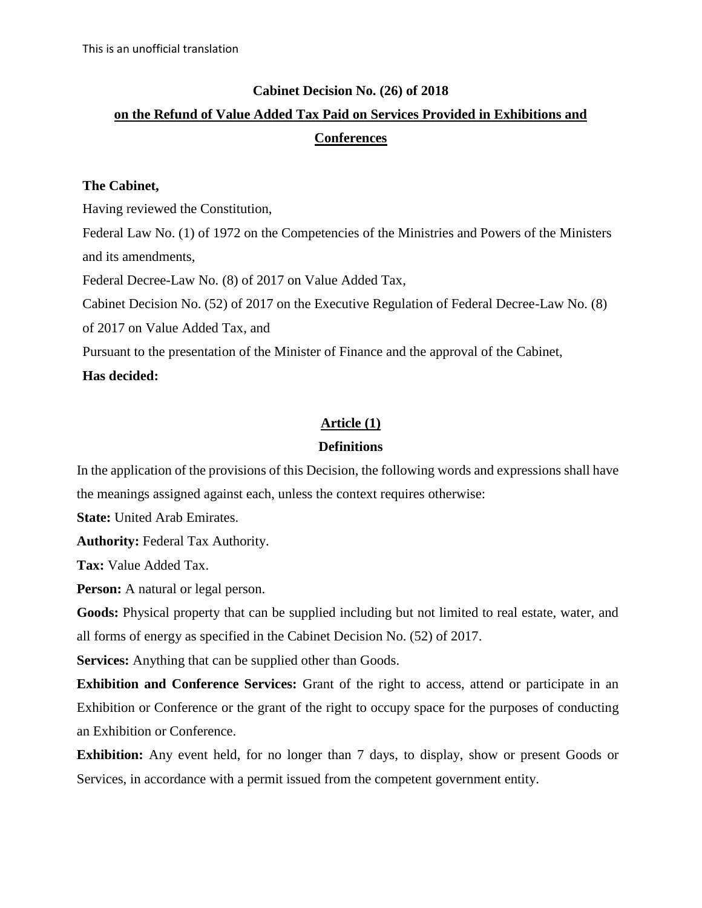This is an unofficial translation

# Cabinet Decision No. (26) of 2018

## on the Refund of Value Added Tax Paid on Services Provided in Exhibitions and Conferences

**The Cabinet,**

Having reviewed the Constitution,

Federal Law No. (1) of 1972 on the Competencies of the Ministries and Powers of the Ministers and its amendments,

Federal Decree-Law No. (8) of 2017 on Value Added Tax,

Cabinet Decision No. (52) of 2017 on the Executive Regulation of Federal Decree-Law No. (8) of 2017 on Value Added Tax, and

Pursuant to the presentation of the Minister of Finance and the approval of the Cabinet,

**Has decided:**

### Article (1)

### Definitions

In the application of the provisions of this Decision, the following words and expressions shall have the meanings assigned against each, unless the context requires otherwise:

**State:** United Arab Emirates.

**Authority:** Federal Tax Authority.

**Tax:** Value Added Tax.

**Person:** A natural or legal person.

**Goods:** Physical property that can be supplied including but not limited to real estate, water, and all forms of energy as specified in the Cabinet Decision No. (52) of 2017.

**Services:** Anything that can be supplied other than Goods.

**Exhibition and Conference Services:** Grant of the right to access, attend or participate in an Exhibition or Conference or the grant of the right to occupy space for the purposes of conducting an Exhibition or Conference.

**Exhibition:** Any event held, for no longer than 7 days, to display, show or present Goods or Services, in accordance with a permit issued from the competent government entity.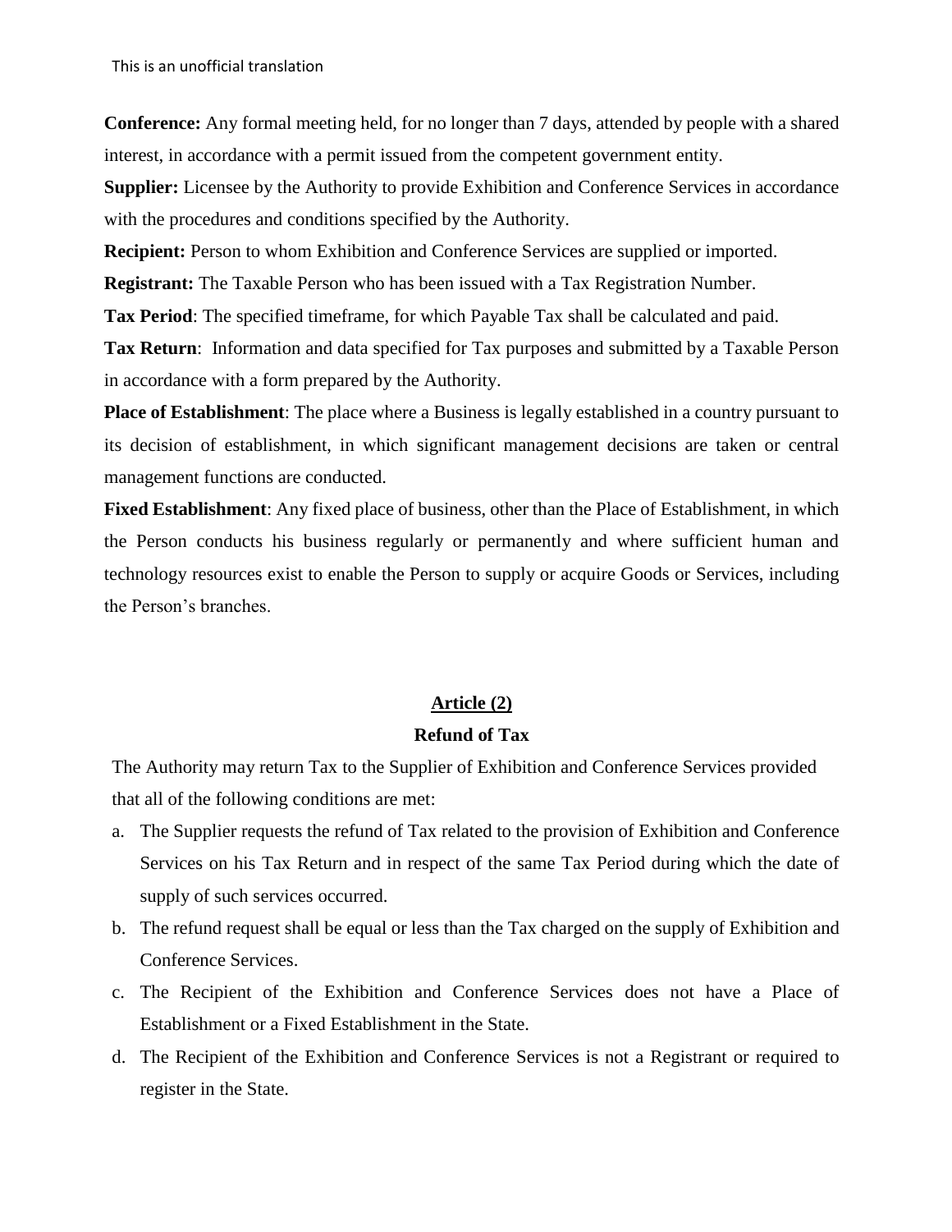**Conference:** Any formal meeting held, for no longer than 7 days, attended by people with a shared interest, in accordance with a permit issued from the competent government entity.

**Supplier:** Licensee by the Authority to provide Exhibition and Conference Services in accordance with the procedures and conditions specified by the Authority.

**Recipient:** Person to whom Exhibition and Conference Services are supplied or imported.

**Registrant:** The Taxable Person who has been issued with a Tax Registration Number.

**Tax Period**: The specified timeframe, for which Payable Tax shall be calculated and paid.

**Tax Return**: Information and data specified for Tax purposes and submitted by a Taxable Person in accordance with a form prepared by the Authority.

**Place of Establishment**: The place where a Business is legally established in a country pursuant to its decision of establishment, in which significant management decisions are taken or central management functions are conducted.

**Fixed Establishment**: Any fixed place of business, other than the Place of Establishment, in which the Person conducts his business regularly or permanently and where sufficient human and technology resources exist to enable the Person to supply or acquire Goods or Services, including the Person's branches.

## Article (2)

### Refund of Tax

The Authority may return Tax to the Supplier of Exhibition and Conference Services provided that all of the following conditions are met:

a. The Supplier requests the refund of Tax related to the provision of Exhibition and Conference Services on his Tax Return and in respect of the same Tax Period during which the date of supply of such services occurred.
b. The refund request shall be equal or less than the Tax charged on the supply of Exhibition and Conference Services.
c. The Recipient of the Exhibition and Conference Services does not have a Place of Establishment or a Fixed Establishment in the State.
d. The Recipient of the Exhibition and Conference Services is not a Registrant or required to register in the State.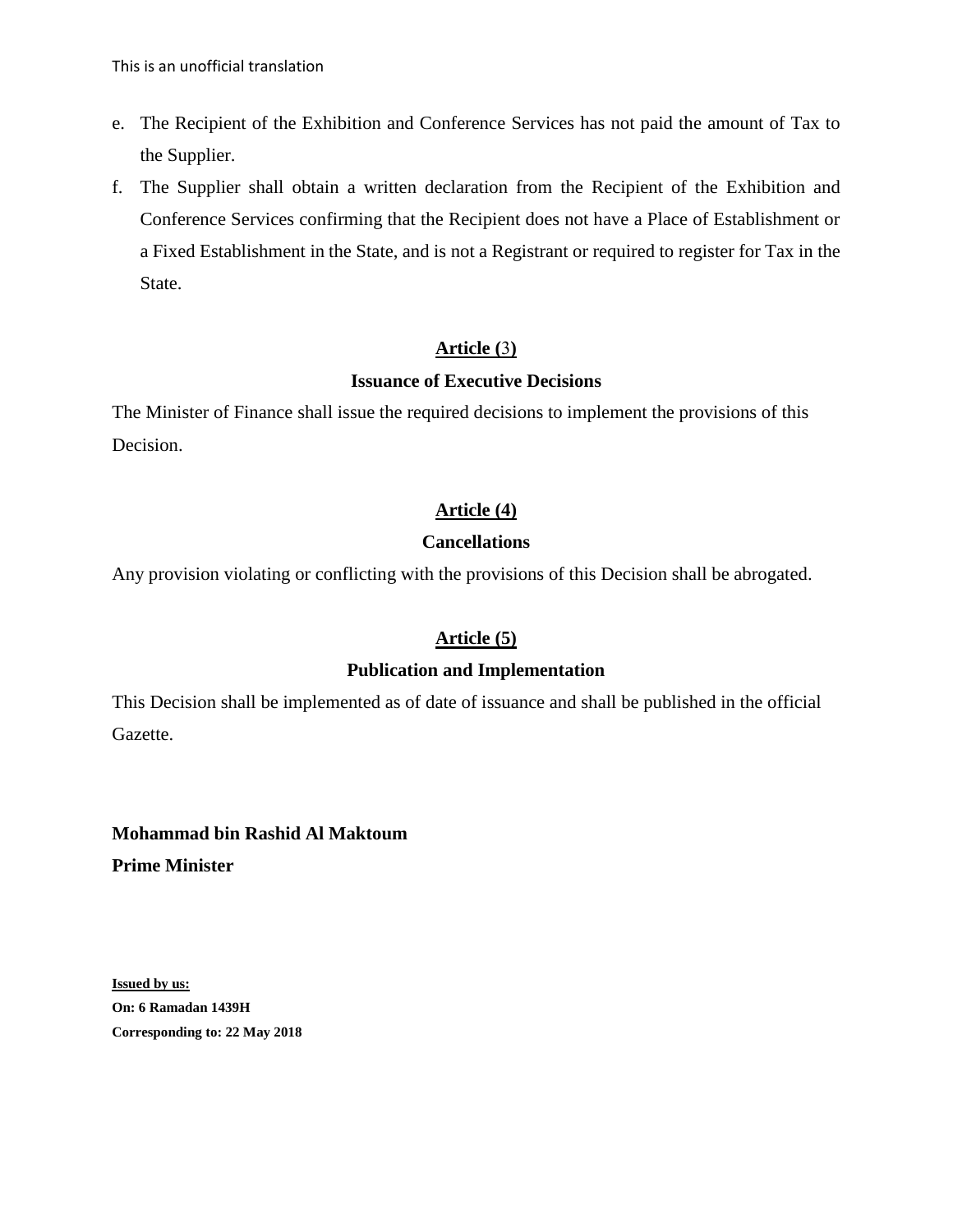e. The Recipient of the Exhibition and Conference Services has not paid the amount of Tax to the Supplier.
f. The Supplier shall obtain a written declaration from the Recipient of the Exhibition and Conference Services confirming that the Recipient does not have a Place of Establishment or a Fixed Establishment in the State, and is not a Registrant or required to register for Tax in the State.

## Article (3)

### Issuance of Executive Decisions

The Minister of Finance shall issue the required decisions to implement the provisions of this Decision.

## Article (4)

### Cancellations

Any provision violating or conflicting with the provisions of this Decision shall be abrogated.

## Article (5)

### Publication and Implementation

This Decision shall be implemented as of date of issuance and shall be published in the official Gazette.

**Mohammad bin Rashid Al Maktoum**
**Prime Minister**

**Issued by us:**
**On: 6 Ramadan 1439H**
**Corresponding to: 22 May 2018**